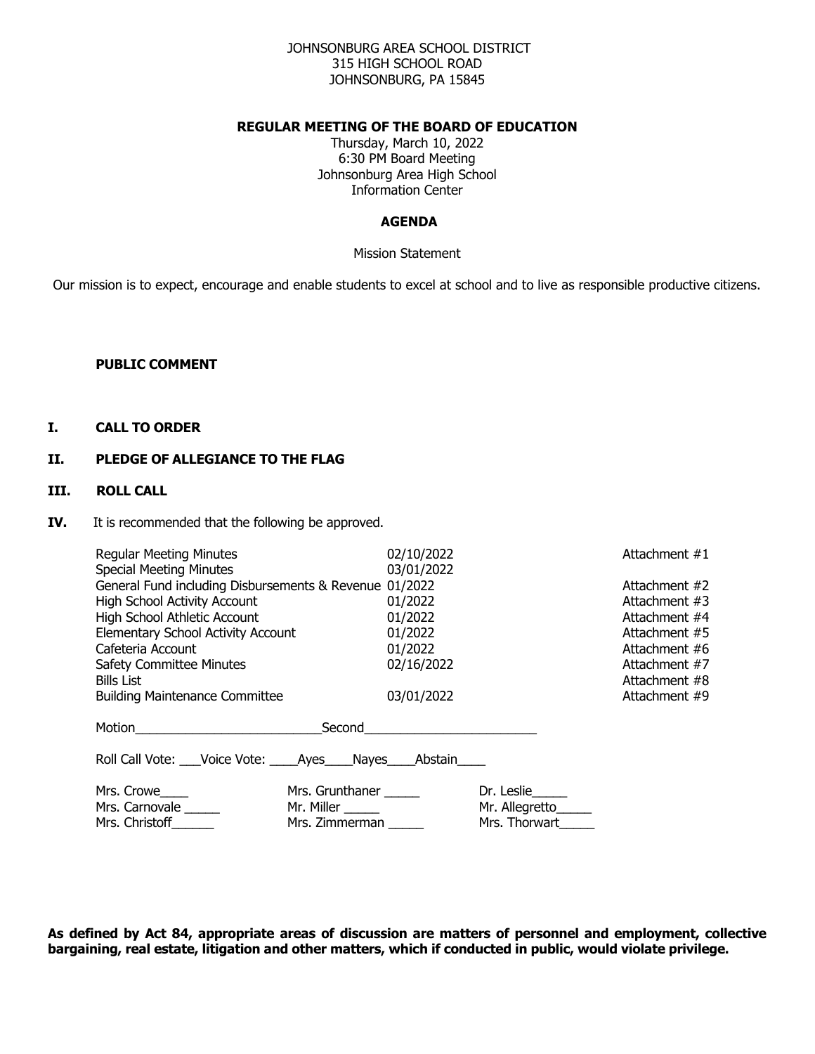JOHNSONBURG AREA SCHOOL DISTRICT
315 HIGH SCHOOL ROAD
JOHNSONBURG, PA 15845

**REGULAR MEETING OF THE BOARD OF EDUCATION**

Thursday, March 10, 2022
6:30 PM Board Meeting
Johnsonburg Area High School
Information Center

**AGENDA**

Mission Statement

Our mission is to expect, encourage and enable students to excel at school and to live as responsible productive citizens.

**PUBLIC COMMENT**

**I. CALL TO ORDER**

**II. PLEDGE OF ALLEGIANCE TO THE FLAG**

**III. ROLL CALL**

**IV.** It is recommended that the following be approved.

| | | |
|---|---|---|
| Regular Meeting Minutes | 02/10/2022 | Attachment #1 |
| Special Meeting Minutes | 03/01/2022 | |
| General Fund including Disbursements & Revenue | 01/2022 | Attachment #2 |
| High School Activity Account | 01/2022 | Attachment #3 |
| High School Athletic Account | 01/2022 | Attachment #4 |
| Elementary School Activity Account | 01/2022 | Attachment #5 |
| Cafeteria Account | 01/2022 | Attachment #6 |
| Safety Committee Minutes | 02/16/2022 | Attachment #7 |
| Bills List | | Attachment #8 |
| Building Maintenance Committee | 03/01/2022 | Attachment #9 |

Motion__________________________Second________________________

Roll Call Vote: ___Voice Vote: ____Ayes____Nayes____Abstain____

| | | |
|---|---|---|
| Mrs. Crowe____ | Mrs. Grunthaner _____ | Dr. Leslie_____ |
| Mrs. Carnovale _____ | Mr. Miller _____ | Mr. Allegretto_____ |
| Mrs. Christoff______ | Mrs. Zimmerman _____ | Mrs. Thorwart_____ |

**As defined by Act 84, appropriate areas of discussion are matters of personnel and employment, collective bargaining, real estate, litigation and other matters, which if conducted in public, would violate privilege.**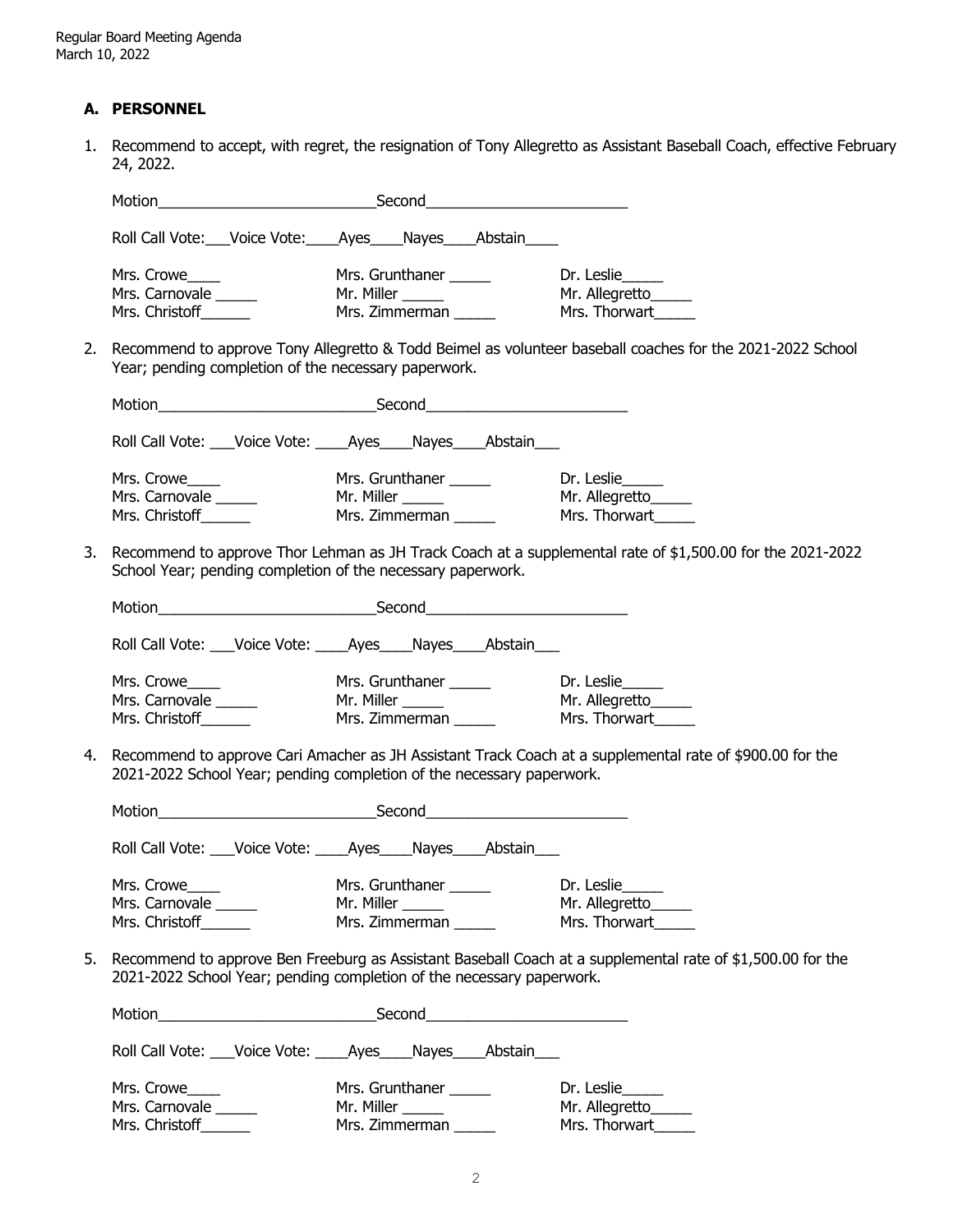## A. PERSONNEL

1. Recommend to accept, with regret, the resignation of Tony Allegretto as Assistant Baseball Coach, effective February 24, 2022.

   Motion___________________________Second_________________________

   Roll Call Vote:___Voice Vote:____Ayes____Nayes____Abstain____

   | | | |
   |---|---|---|
   | Mrs. Crowe____ | Mrs. Grunthaner _____ | Dr. Leslie_____ |
   | Mrs. Carnovale _____ | Mr. Miller _____ | Mr. Allegretto_____ |
   | Mrs. Christoff______ | Mrs. Zimmerman _____ | Mrs. Thorwart_____ |

2. Recommend to approve Tony Allegretto & Todd Beimel as volunteer baseball coaches for the 2021-2022 School Year; pending completion of the necessary paperwork.

   Motion___________________________Second_________________________

   Roll Call Vote: ___Voice Vote: ____Ayes____Nayes____Abstain___

   | | | |
   |---|---|---|
   | Mrs. Crowe____ | Mrs. Grunthaner _____ | Dr. Leslie_____ |
   | Mrs. Carnovale _____ | Mr. Miller _____ | Mr. Allegretto_____ |
   | Mrs. Christoff______ | Mrs. Zimmerman _____ | Mrs. Thorwart_____ |

3. Recommend to approve Thor Lehman as JH Track Coach at a supplemental rate of $1,500.00 for the 2021-2022 School Year; pending completion of the necessary paperwork.

   Motion___________________________Second_________________________

   Roll Call Vote: ___Voice Vote: ____Ayes____Nayes____Abstain___

   | | | |
   |---|---|---|
   | Mrs. Crowe____ | Mrs. Grunthaner _____ | Dr. Leslie_____ |
   | Mrs. Carnovale _____ | Mr. Miller _____ | Mr. Allegretto_____ |
   | Mrs. Christoff______ | Mrs. Zimmerman _____ | Mrs. Thorwart_____ |

4. Recommend to approve Cari Amacher as JH Assistant Track Coach at a supplemental rate of $900.00 for the 2021-2022 School Year; pending completion of the necessary paperwork.

   Motion___________________________Second_________________________

   Roll Call Vote: ___Voice Vote: ____Ayes____Nayes____Abstain___

   | | | |
   |---|---|---|
   | Mrs. Crowe____ | Mrs. Grunthaner _____ | Dr. Leslie_____ |
   | Mrs. Carnovale _____ | Mr. Miller _____ | Mr. Allegretto_____ |
   | Mrs. Christoff______ | Mrs. Zimmerman _____ | Mrs. Thorwart_____ |

5. Recommend to approve Ben Freeburg as Assistant Baseball Coach at a supplemental rate of $1,500.00 for the 2021-2022 School Year; pending completion of the necessary paperwork.

   Motion___________________________Second_________________________

   Roll Call Vote: ___Voice Vote: ____Ayes____Nayes____Abstain___

   | | | |
   |---|---|---|
   | Mrs. Crowe____ | Mrs. Grunthaner _____ | Dr. Leslie_____ |
   | Mrs. Carnovale _____ | Mr. Miller _____ | Mr. Allegretto_____ |
   | Mrs. Christoff______ | Mrs. Zimmerman _____ | Mrs. Thorwart_____ |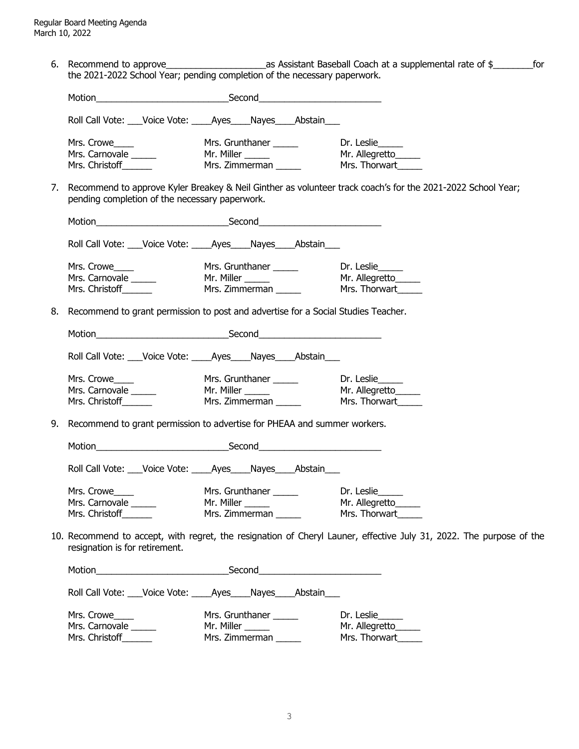6. Recommend to approve____________________as Assistant Baseball Coach at a supplemental rate of $________for the 2021-2022 School Year; pending completion of the necessary paperwork.

   Motion___________________________Second_________________________

   Roll Call Vote: ___Voice Vote: ____Ayes____Nayes____Abstain___

   | | | |
   |---|---|---|
   | Mrs. Crowe____ | Mrs. Grunthaner _____ | Dr. Leslie_____ |
   | Mrs. Carnovale _____ | Mr. Miller _____ | Mr. Allegretto_____ |
   | Mrs. Christoff______ | Mrs. Zimmerman _____ | Mrs. Thorwart_____ |

7. Recommend to approve Kyler Breakey & Neil Ginther as volunteer track coach's for the 2021-2022 School Year; pending completion of the necessary paperwork.

   Motion___________________________Second_________________________

   Roll Call Vote: ___Voice Vote: ____Ayes____Nayes____Abstain___

   | | | |
   |---|---|---|
   | Mrs. Crowe____ | Mrs. Grunthaner _____ | Dr. Leslie_____ |
   | Mrs. Carnovale _____ | Mr. Miller _____ | Mr. Allegretto_____ |
   | Mrs. Christoff______ | Mrs. Zimmerman _____ | Mrs. Thorwart_____ |

8. Recommend to grant permission to post and advertise for a Social Studies Teacher.

   Motion___________________________Second_________________________

   Roll Call Vote: ___Voice Vote: ____Ayes____Nayes____Abstain___

   | | | |
   |---|---|---|
   | Mrs. Crowe____ | Mrs. Grunthaner _____ | Dr. Leslie_____ |
   | Mrs. Carnovale _____ | Mr. Miller _____ | Mr. Allegretto_____ |
   | Mrs. Christoff______ | Mrs. Zimmerman _____ | Mrs. Thorwart_____ |

9. Recommend to grant permission to advertise for PHEAA and summer workers.

   Motion___________________________Second_________________________

   Roll Call Vote: ___Voice Vote: ____Ayes____Nayes____Abstain___

   | | | |
   |---|---|---|
   | Mrs. Crowe____ | Mrs. Grunthaner _____ | Dr. Leslie_____ |
   | Mrs. Carnovale _____ | Mr. Miller _____ | Mr. Allegretto_____ |
   | Mrs. Christoff______ | Mrs. Zimmerman _____ | Mrs. Thorwart_____ |

10. Recommend to accept, with regret, the resignation of Cheryl Launer, effective July 31, 2022. The purpose of the resignation is for retirement.

    Motion___________________________Second_________________________

    Roll Call Vote: ___Voice Vote: ____Ayes____Nayes____Abstain___

    | | | |
    |---|---|---|
    | Mrs. Crowe____ | Mrs. Grunthaner _____ | Dr. Leslie_____ |
    | Mrs. Carnovale _____ | Mr. Miller _____ | Mr. Allegretto_____ |
    | Mrs. Christoff______ | Mrs. Zimmerman _____ | Mrs. Thorwart_____ |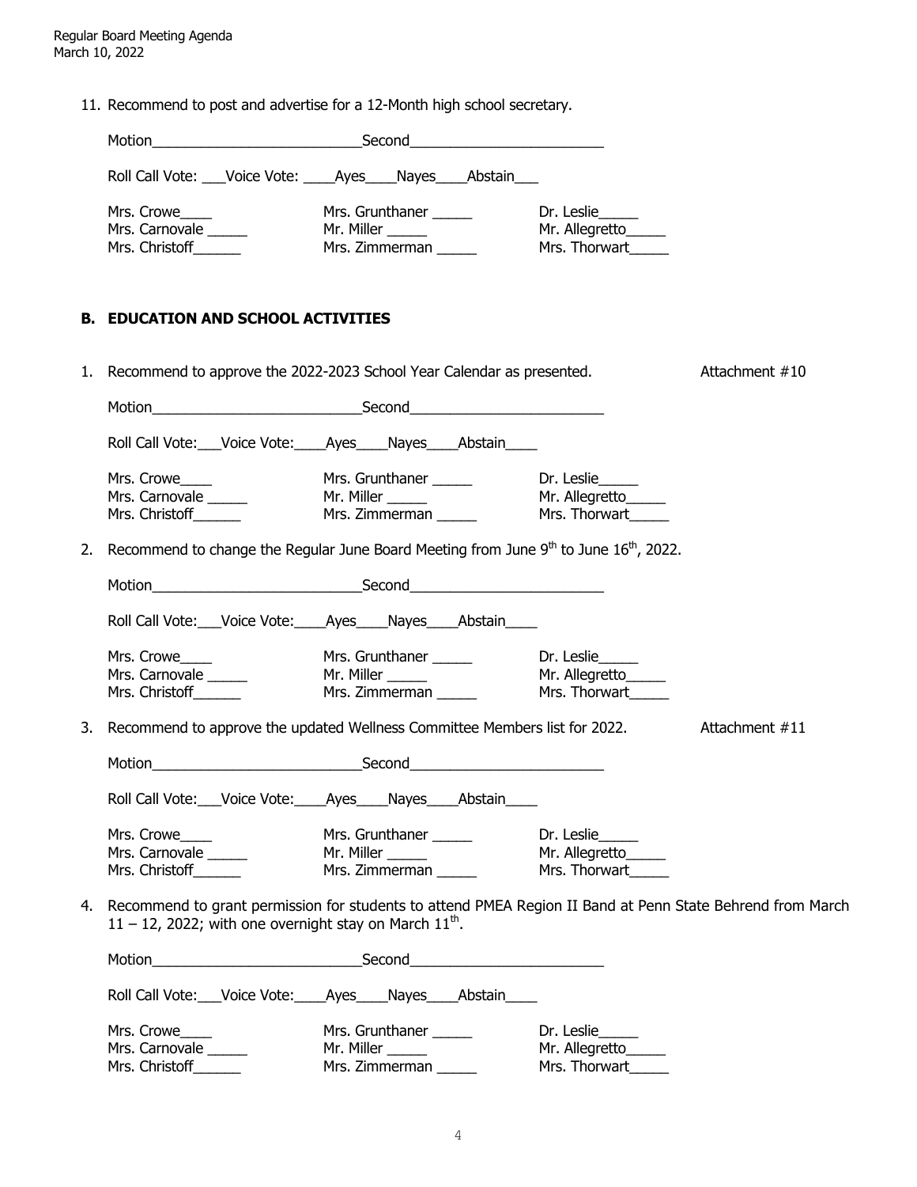11. Recommend to post and advertise for a 12-Month high school secretary.

Motion__________________________Second________________________

Roll Call Vote: ___Voice Vote: ____Ayes____Nayes____Abstain___

| | | |
|---|---|---|
| Mrs. Crowe____ | Mrs. Grunthaner _____ | Dr. Leslie_____ |
| Mrs. Carnovale _____ | Mr. Miller _____ | Mr. Allegretto_____ |
| Mrs. Christoff______ | Mrs. Zimmerman _____ | Mrs. Thorwart_____ |

## B. EDUCATION AND SCHOOL ACTIVITIES

1. Recommend to approve the 2022-2023 School Year Calendar as presented. Attachment #10

Motion__________________________Second________________________

Roll Call Vote:___Voice Vote:____Ayes____Nayes____Abstain____

| | | |
|---|---|---|
| Mrs. Crowe____ | Mrs. Grunthaner _____ | Dr. Leslie_____ |
| Mrs. Carnovale _____ | Mr. Miller _____ | Mr. Allegretto_____ |
| Mrs. Christoff______ | Mrs. Zimmerman _____ | Mrs. Thorwart_____ |

2. Recommend to change the Regular June Board Meeting from June 9th to June 16th, 2022.

Motion__________________________Second________________________

Roll Call Vote:___Voice Vote:____Ayes____Nayes____Abstain____

| | | |
|---|---|---|
| Mrs. Crowe____ | Mrs. Grunthaner _____ | Dr. Leslie_____ |
| Mrs. Carnovale _____ | Mr. Miller _____ | Mr. Allegretto_____ |
| Mrs. Christoff______ | Mrs. Zimmerman _____ | Mrs. Thorwart_____ |

3. Recommend to approve the updated Wellness Committee Members list for 2022. Attachment #11

Motion__________________________Second________________________

Roll Call Vote:___Voice Vote:____Ayes____Nayes____Abstain____

| | | |
|---|---|---|
| Mrs. Crowe____ | Mrs. Grunthaner _____ | Dr. Leslie_____ |
| Mrs. Carnovale _____ | Mr. Miller _____ | Mr. Allegretto_____ |
| Mrs. Christoff______ | Mrs. Zimmerman _____ | Mrs. Thorwart_____ |

4. Recommend to grant permission for students to attend PMEA Region II Band at Penn State Behrend from March 11 – 12, 2022; with one overnight stay on March 11th.

Motion__________________________Second________________________

Roll Call Vote:___Voice Vote:____Ayes____Nayes____Abstain____

| | | |
|---|---|---|
| Mrs. Crowe____ | Mrs. Grunthaner _____ | Dr. Leslie_____ |
| Mrs. Carnovale _____ | Mr. Miller _____ | Mr. Allegretto_____ |
| Mrs. Christoff______ | Mrs. Zimmerman _____ | Mrs. Thorwart_____ |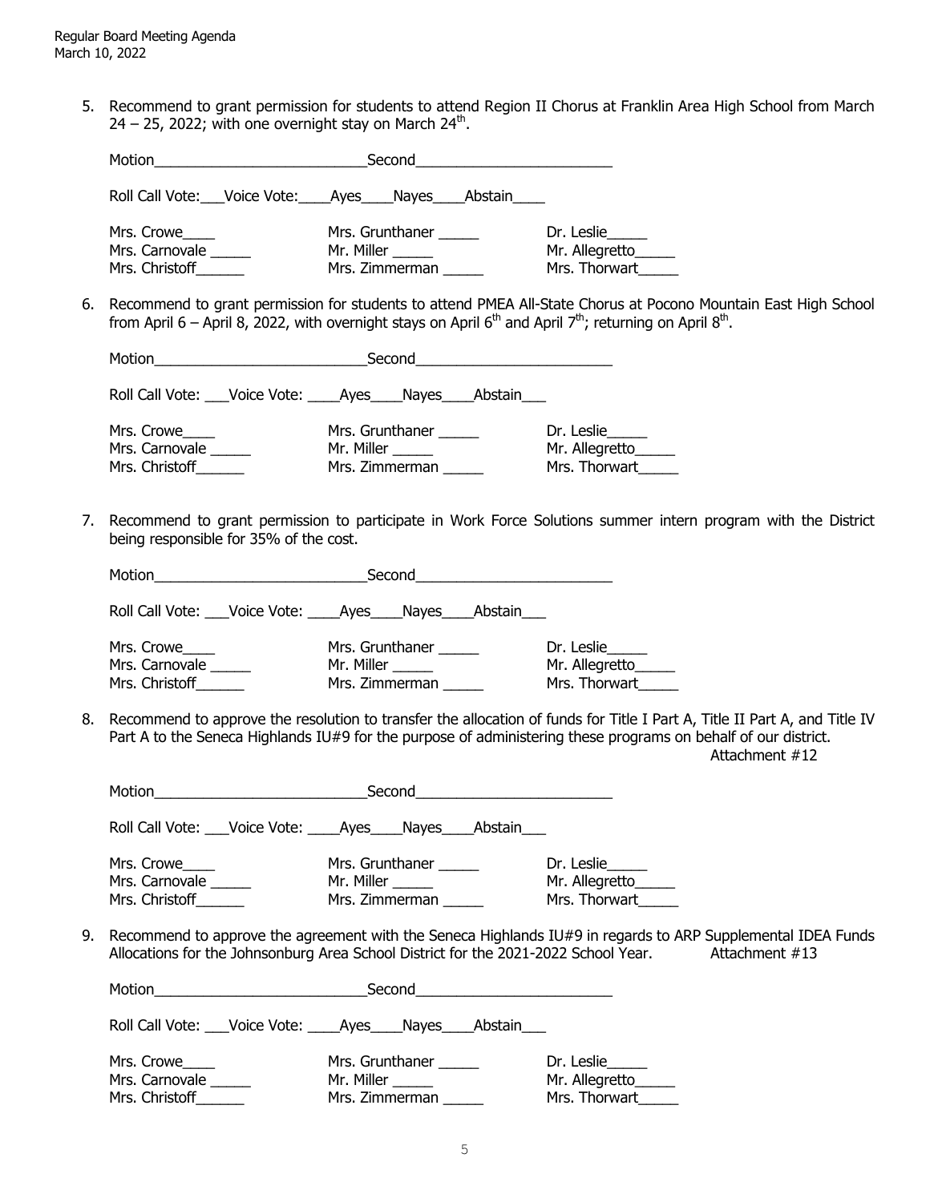5. Recommend to grant permission for students to attend Region II Chorus at Franklin Area High School from March 24 – 25, 2022; with one overnight stay on March 24th.

   Motion___________________________Second_________________________

   Roll Call Vote:___Voice Vote:____Ayes____Nayes____Abstain____

   | | | |
   |---|---|---|
   | Mrs. Crowe____ | Mrs. Grunthaner _____ | Dr. Leslie_____ |
   | Mrs. Carnovale _____ | Mr. Miller _____ | Mr. Allegretto_____ |
   | Mrs. Christoff______ | Mrs. Zimmerman _____ | Mrs. Thorwart_____ |

6. Recommend to grant permission for students to attend PMEA All-State Chorus at Pocono Mountain East High School from April 6 – April 8, 2022, with overnight stays on April 6th and April 7th; returning on April 8th.

   Motion___________________________Second_________________________

   Roll Call Vote: ___Voice Vote: ____Ayes____Nayes____Abstain___

   | | | |
   |---|---|---|
   | Mrs. Crowe____ | Mrs. Grunthaner _____ | Dr. Leslie_____ |
   | Mrs. Carnovale _____ | Mr. Miller _____ | Mr. Allegretto_____ |
   | Mrs. Christoff______ | Mrs. Zimmerman _____ | Mrs. Thorwart_____ |

7. Recommend to grant permission to participate in Work Force Solutions summer intern program with the District being responsible for 35% of the cost.

   Motion___________________________Second_________________________

   Roll Call Vote: ___Voice Vote: ____Ayes____Nayes____Abstain___

   | | | |
   |---|---|---|
   | Mrs. Crowe____ | Mrs. Grunthaner _____ | Dr. Leslie_____ |
   | Mrs. Carnovale _____ | Mr. Miller _____ | Mr. Allegretto_____ |
   | Mrs. Christoff______ | Mrs. Zimmerman _____ | Mrs. Thorwart_____ |

8. Recommend to approve the resolution to transfer the allocation of funds for Title I Part A, Title II Part A, and Title IV Part A to the Seneca Highlands IU#9 for the purpose of administering these programs on behalf of our district.
   Attachment #12

   Motion___________________________Second_________________________

   Roll Call Vote: ___Voice Vote: ____Ayes____Nayes____Abstain___

   | | | |
   |---|---|---|
   | Mrs. Crowe____ | Mrs. Grunthaner _____ | Dr. Leslie_____ |
   | Mrs. Carnovale _____ | Mr. Miller _____ | Mr. Allegretto_____ |
   | Mrs. Christoff______ | Mrs. Zimmerman _____ | Mrs. Thorwart_____ |

9. Recommend to approve the agreement with the Seneca Highlands IU#9 in regards to ARP Supplemental IDEA Funds Allocations for the Johnsonburg Area School District for the 2021-2022 School Year. Attachment #13

   Motion___________________________Second_________________________

   Roll Call Vote: ___Voice Vote: ____Ayes____Nayes____Abstain___

   | | | |
   |---|---|---|
   | Mrs. Crowe____ | Mrs. Grunthaner _____ | Dr. Leslie_____ |
   | Mrs. Carnovale _____ | Mr. Miller _____ | Mr. Allegretto_____ |
   | Mrs. Christoff______ | Mrs. Zimmerman _____ | Mrs. Thorwart_____ |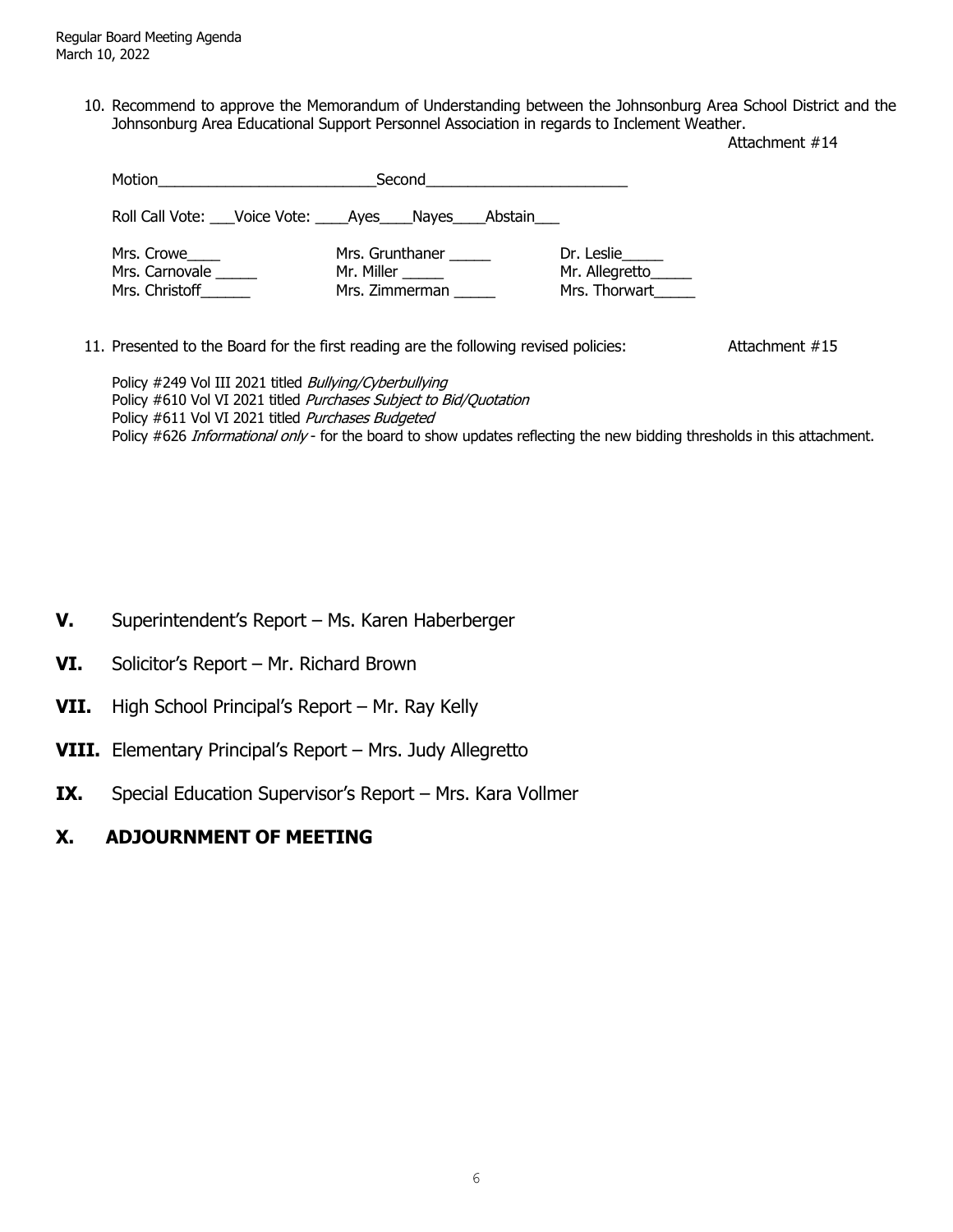10. Recommend to approve the Memorandum of Understanding between the Johnsonburg Area School District and the Johnsonburg Area Educational Support Personnel Association in regards to Inclement Weather.

    Attachment #14

    Motion__________________________Second________________________

    Roll Call Vote: ___Voice Vote: ____Ayes____Nayes____Abstain___

    | | | |
    |---|---|---|
    | Mrs. Crowe____ | Mrs. Grunthaner _____ | Dr. Leslie_____ |
    | Mrs. Carnovale _____ | Mr. Miller _____ | Mr. Allegretto_____ |
    | Mrs. Christoff______ | Mrs. Zimmerman _____ | Mrs. Thorwart_____ |

11. Presented to the Board for the first reading are the following revised policies: Attachment #15

    Policy #249 Vol III 2021 titled *Bullying/Cyberbullying*
    Policy #610 Vol VI 2021 titled *Purchases Subject to Bid/Quotation*
    Policy #611 Vol VI 2021 titled *Purchases Budgeted*
    Policy #626 *Informational only* - for the board to show updates reflecting the new bidding thresholds in this attachment.

## V. Superintendent's Report – Ms. Karen Haberberger

## VI. Solicitor's Report – Mr. Richard Brown

## VII. High School Principal's Report – Mr. Ray Kelly

## VIII. Elementary Principal's Report – Mrs. Judy Allegretto

## IX. Special Education Supervisor's Report – Mrs. Kara Vollmer

## X. ADJOURNMENT OF MEETING